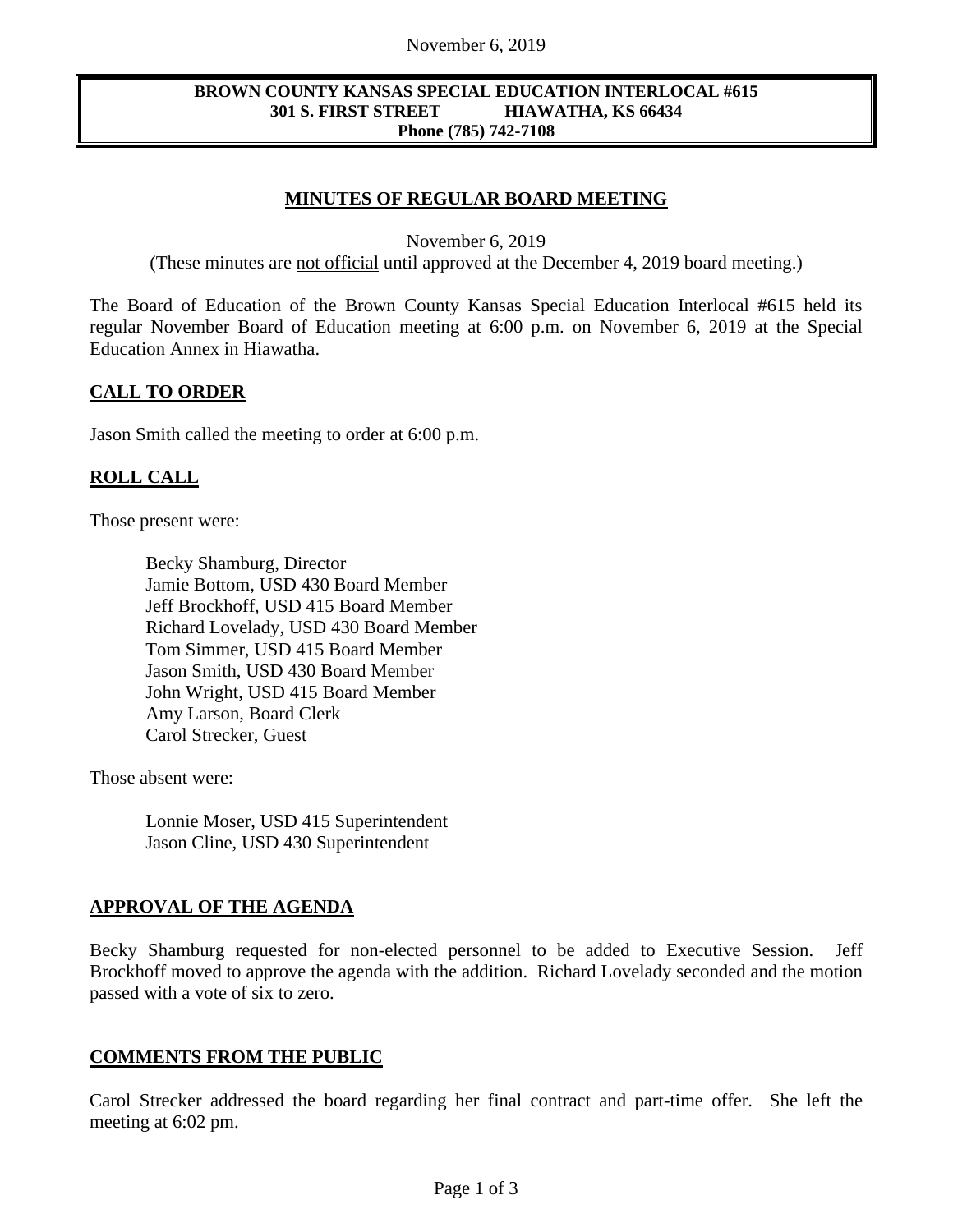**BROWN COUNTY KANSAS SPECIAL EDUCATION INTERLOCAL #615**
**301 S. FIRST STREET HIAWATHA, KS 66434**
**Phone (785) 742-7108**

## MINUTES OF REGULAR BOARD MEETING

November 6, 2019
(These minutes are not official until approved at the December 4, 2019 board meeting.)

The Board of Education of the Brown County Kansas Special Education Interlocal #615 held its regular November Board of Education meeting at 6:00 p.m. on November 6, 2019 at the Special Education Annex in Hiawatha.

### CALL TO ORDER

Jason Smith called the meeting to order at 6:00 p.m.

### ROLL CALL

Those present were:

Becky Shamburg, Director
Jamie Bottom, USD 430 Board Member
Jeff Brockhoff, USD 415 Board Member
Richard Lovelady, USD 430 Board Member
Tom Simmer, USD 415 Board Member
Jason Smith, USD 430 Board Member
John Wright, USD 415 Board Member
Amy Larson, Board Clerk
Carol Strecker, Guest

Those absent were:

Lonnie Moser, USD 415 Superintendent
Jason Cline, USD 430 Superintendent

### APPROVAL OF THE AGENDA

Becky Shamburg requested for non-elected personnel to be added to Executive Session. Jeff Brockhoff moved to approve the agenda with the addition. Richard Lovelady seconded and the motion passed with a vote of six to zero.

### COMMENTS FROM THE PUBLIC

Carol Strecker addressed the board regarding her final contract and part-time offer. She left the meeting at 6:02 pm.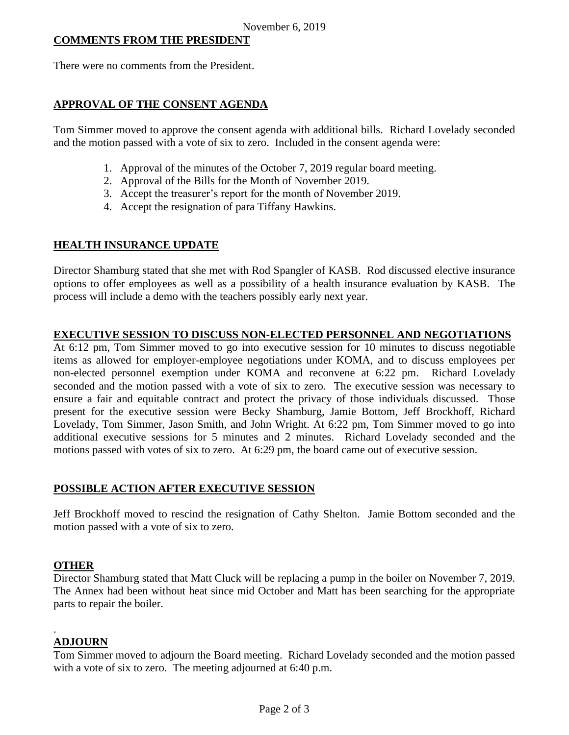November 6, 2019

**COMMENTS FROM THE PRESIDENT**

There were no comments from the President.

**APPROVAL OF THE CONSENT AGENDA**

Tom Simmer moved to approve the consent agenda with additional bills. Richard Lovelady seconded and the motion passed with a vote of six to zero. Included in the consent agenda were:

1. Approval of the minutes of the October 7, 2019 regular board meeting.
2. Approval of the Bills for the Month of November 2019.
3. Accept the treasurer's report for the month of November 2019.
4. Accept the resignation of para Tiffany Hawkins.

**HEALTH INSURANCE UPDATE**

Director Shamburg stated that she met with Rod Spangler of KASB. Rod discussed elective insurance options to offer employees as well as a possibility of a health insurance evaluation by KASB. The process will include a demo with the teachers possibly early next year.

**EXECUTIVE SESSION TO DISCUSS NON-ELECTED PERSONNEL AND NEGOTIATIONS**

At 6:12 pm, Tom Simmer moved to go into executive session for 10 minutes to discuss negotiable items as allowed for employer-employee negotiations under KOMA, and to discuss employees per non-elected personnel exemption under KOMA and reconvene at 6:22 pm. Richard Lovelady seconded and the motion passed with a vote of six to zero. The executive session was necessary to ensure a fair and equitable contract and protect the privacy of those individuals discussed. Those present for the executive session were Becky Shamburg, Jamie Bottom, Jeff Brockhoff, Richard Lovelady, Tom Simmer, Jason Smith, and John Wright. At 6:22 pm, Tom Simmer moved to go into additional executive sessions for 5 minutes and 2 minutes. Richard Lovelady seconded and the motions passed with votes of six to zero. At 6:29 pm, the board came out of executive session.

**POSSIBLE ACTION AFTER EXECUTIVE SESSION**

Jeff Brockhoff moved to rescind the resignation of Cathy Shelton. Jamie Bottom seconded and the motion passed with a vote of six to zero.

**OTHER**

Director Shamburg stated that Matt Cluck will be replacing a pump in the boiler on November 7, 2019. The Annex had been without heat since mid October and Matt has been searching for the appropriate parts to repair the boiler.

.

**ADJOURN**

Tom Simmer moved to adjourn the Board meeting. Richard Lovelady seconded and the motion passed with a vote of six to zero. The meeting adjourned at 6:40 p.m.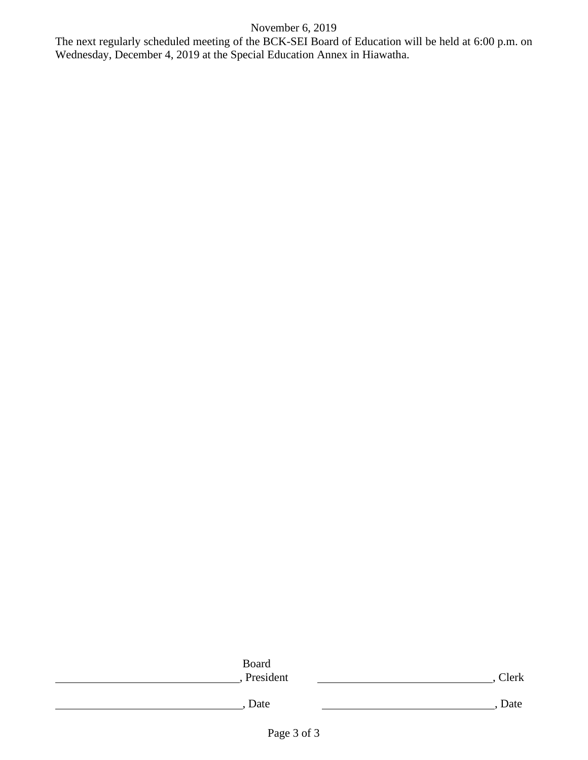The next regularly scheduled meeting of the BCK-SEI Board of Education will be held at 6:00 p.m. on Wednesday, December 4, 2019 at the Special Education Annex in Hiawatha.

Board
\_\_\_\_\_\_\_\_\_\_\_\_\_\_\_\_\_\_\_\_\_\_\_\_\_\_\_\_\_\_, President    \_\_\_\_\_\_\_\_\_\_\_\_\_\_\_\_\_\_\_\_\_\_\_\_\_\_\_\_\_\_, Clerk

\_\_\_\_\_\_\_\_\_\_\_\_\_\_\_\_\_\_\_\_\_\_\_\_\_\_\_\_\_\_, Date    \_\_\_\_\_\_\_\_\_\_\_\_\_\_\_\_\_\_\_\_\_\_\_\_\_\_\_\_\_\_, Date